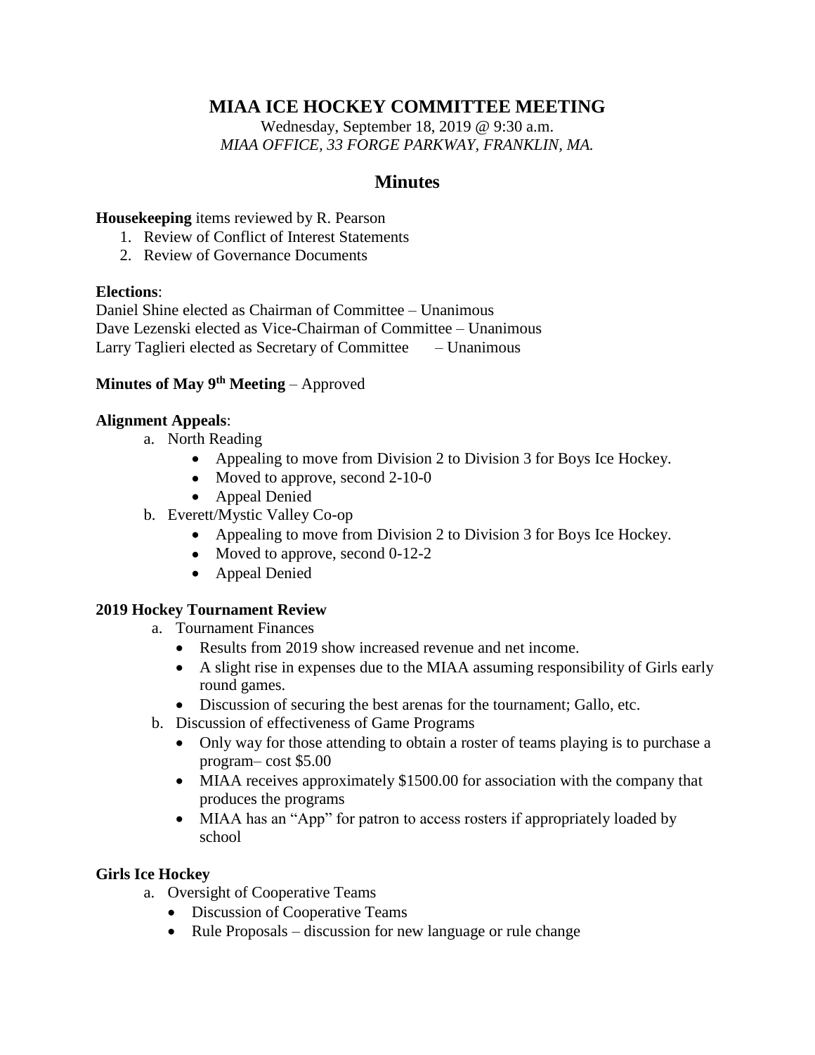# MIAA ICE HOCKEY COMMITTEE MEETING

Wednesday, September 18, 2019 @ 9:30 a.m.
*MIAA OFFICE, 33 FORGE PARKWAY, FRANKLIN, MA.*

## Minutes

**Housekeeping** items reviewed by R. Pearson

1. Review of Conflict of Interest Statements
2. Review of Governance Documents

**Elections**:
Daniel Shine elected as Chairman of Committee – Unanimous
Dave Lezenski elected as Vice-Chairman of Committee – Unanimous
Larry Taglieri elected as Secretary of Committee – Unanimous

**Minutes of May 9th Meeting** – Approved

**Alignment Appeals**:

a. North Reading
   - Appealing to move from Division 2 to Division 3 for Boys Ice Hockey.
   - Moved to approve, second 2-10-0
   - Appeal Denied
b. Everett/Mystic Valley Co-op
   - Appealing to move from Division 2 to Division 3 for Boys Ice Hockey.
   - Moved to approve, second 0-12-2
   - Appeal Denied

**2019 Hockey Tournament Review**

a. Tournament Finances
   - Results from 2019 show increased revenue and net income.
   - A slight rise in expenses due to the MIAA assuming responsibility of Girls early round games.
   - Discussion of securing the best arenas for the tournament; Gallo, etc.
b. Discussion of effectiveness of Game Programs
   - Only way for those attending to obtain a roster of teams playing is to purchase a program– cost $5.00
   - MIAA receives approximately $1500.00 for association with the company that produces the programs
   - MIAA has an "App" for patron to access rosters if appropriately loaded by school

**Girls Ice Hockey**

a. Oversight of Cooperative Teams
   - Discussion of Cooperative Teams
   - Rule Proposals – discussion for new language or rule change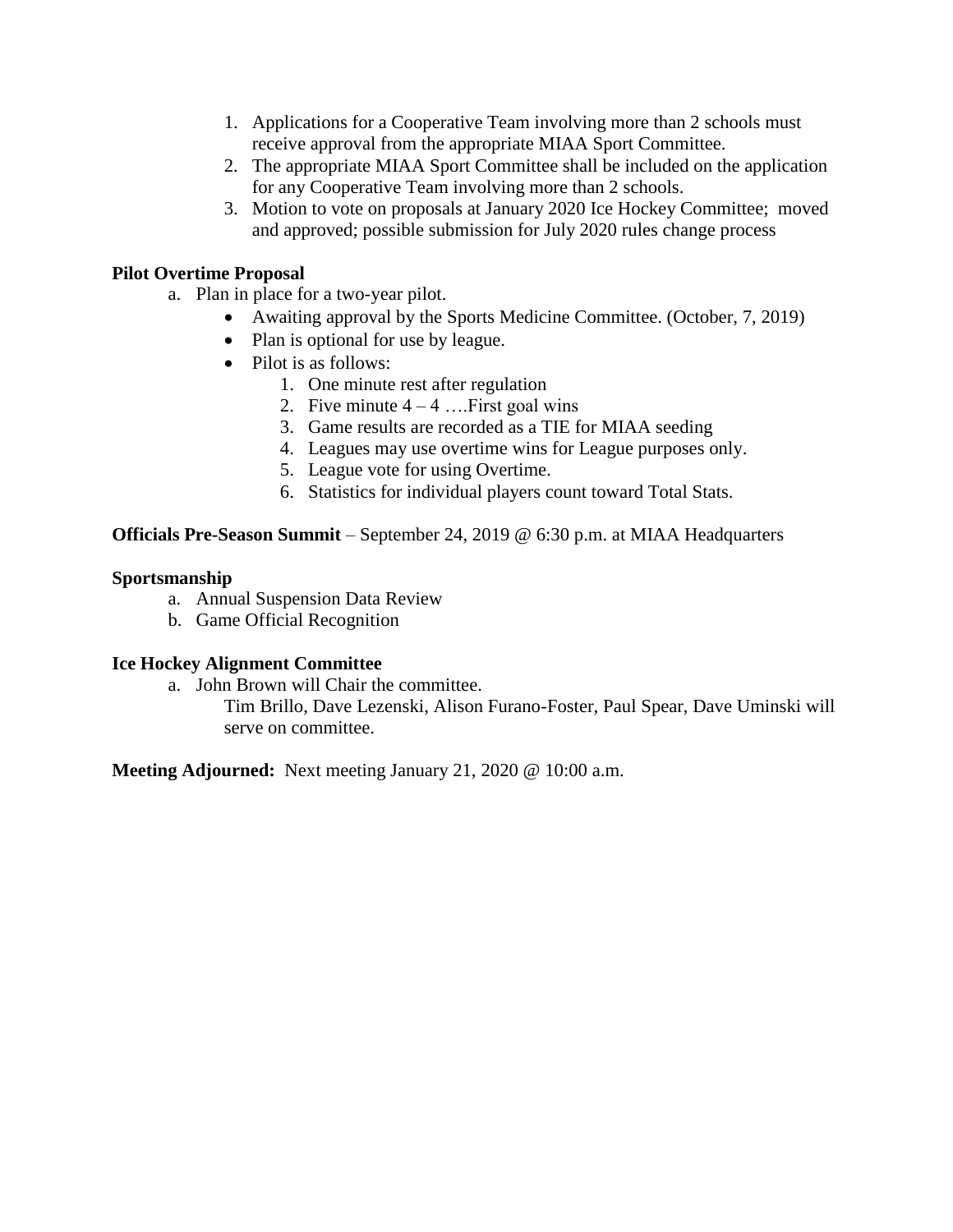1. Applications for a Cooperative Team involving more than 2 schools must receive approval from the appropriate MIAA Sport Committee.
2. The appropriate MIAA Sport Committee shall be included on the application for any Cooperative Team involving more than 2 schools.
3. Motion to vote on proposals at January 2020 Ice Hockey Committee; moved and approved; possible submission for July 2020 rules change process

**Pilot Overtime Proposal**

a. Plan in place for a two-year pilot.
   - Awaiting approval by the Sports Medicine Committee. (October, 7, 2019)
   - Plan is optional for use by league.
   - Pilot is as follows:
     1. One minute rest after regulation
     2. Five minute 4 – 4 ….First goal wins
     3. Game results are recorded as a TIE for MIAA seeding
     4. Leagues may use overtime wins for League purposes only.
     5. League vote for using Overtime.
     6. Statistics for individual players count toward Total Stats.

**Officials Pre-Season Summit** – September 24, 2019 @ 6:30 p.m. at MIAA Headquarters

**Sportsmanship**

a. Annual Suspension Data Review
b. Game Official Recognition

**Ice Hockey Alignment Committee**

a. John Brown will Chair the committee.
   Tim Brillo, Dave Lezenski, Alison Furano-Foster, Paul Spear, Dave Uminski will serve on committee.

**Meeting Adjourned:** Next meeting January 21, 2020 @ 10:00 a.m.